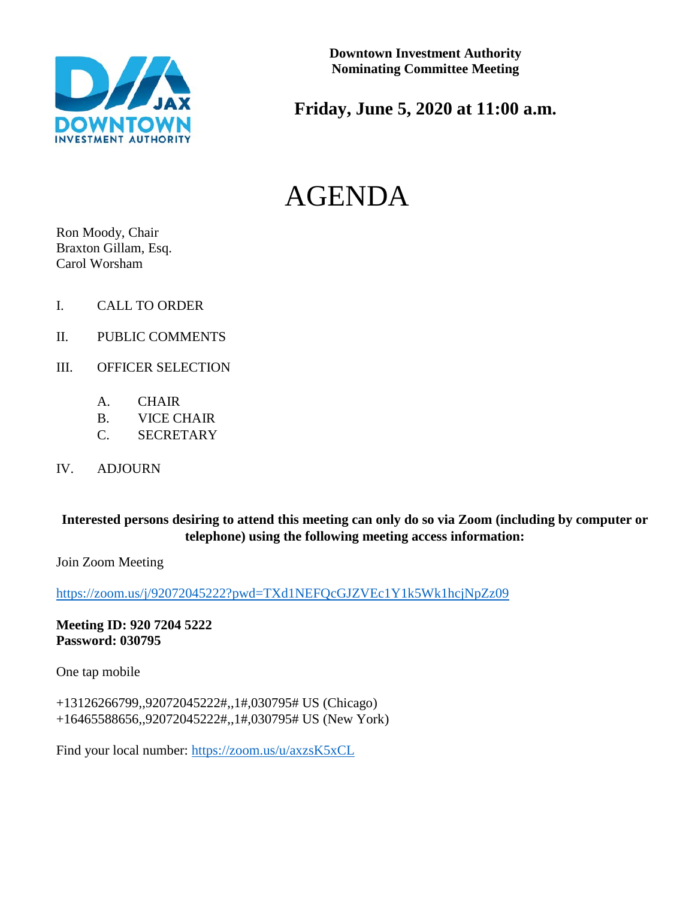**Downtown Investment Authority**
**Nominating Committee Meeting**

## Friday, June 5, 2020 at 11:00 a.m.

# AGENDA

Ron Moody, Chair
Braxton Gillam, Esq.
Carol Worsham

I. CALL TO ORDER

II. PUBLIC COMMENTS

III. OFFICER SELECTION

  A. CHAIR
  B. VICE CHAIR
  C. SECRETARY

IV. ADJOURN

**Interested persons desiring to attend this meeting can only do so via Zoom (including by computer or telephone) using the following meeting access information:**

Join Zoom Meeting

https://zoom.us/j/92072045222?pwd=TXd1NEFQcGJZVEc1Y1k5Wk1hcjNpZz09

**Meeting ID: 920 7204 5222**
**Password: 030795**

One tap mobile

+13126266799,,92072045222#,,1#,030795# US (Chicago)
+16465588656,,92072045222#,,1#,030795# US (New York)

Find your local number: https://zoom.us/u/axzsK5xCL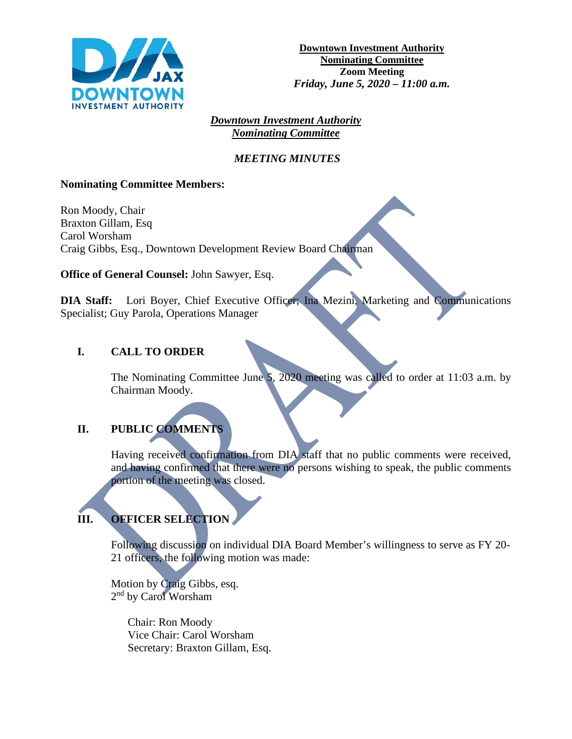**Downtown Investment Authority**
**Nominating Committee**
**Zoom Meeting**
***Friday, June 5, 2020 – 11:00 a.m.***

***Downtown Investment Authority***
***Nominating Committee***

*MEETING MINUTES*

**Nominating Committee Members:**

Ron Moody, Chair
Braxton Gillam, Esq
Carol Worsham
Craig Gibbs, Esq., Downtown Development Review Board Chairman

**Office of General Counsel:** John Sawyer, Esq.

**DIA Staff:** Lori Boyer, Chief Executive Officer; Ina Mezini, Marketing and Communications Specialist; Guy Parola, Operations Manager

## I. CALL TO ORDER

The Nominating Committee June 5, 2020 meeting was called to order at 11:03 a.m. by Chairman Moody.

## II. PUBLIC COMMENTS

Having received confirmation from DIA staff that no public comments were received, and having confirmed that there were no persons wishing to speak, the public comments portion of the meeting was closed.

## III. OFFICER SELECTION

Following discussion on individual DIA Board Member's willingness to serve as FY 20-21 officers, the following motion was made:

Motion by Craig Gibbs, esq.
2nd by Carol Worsham

Chair: Ron Moody
Vice Chair: Carol Worsham
Secretary: Braxton Gillam, Esq.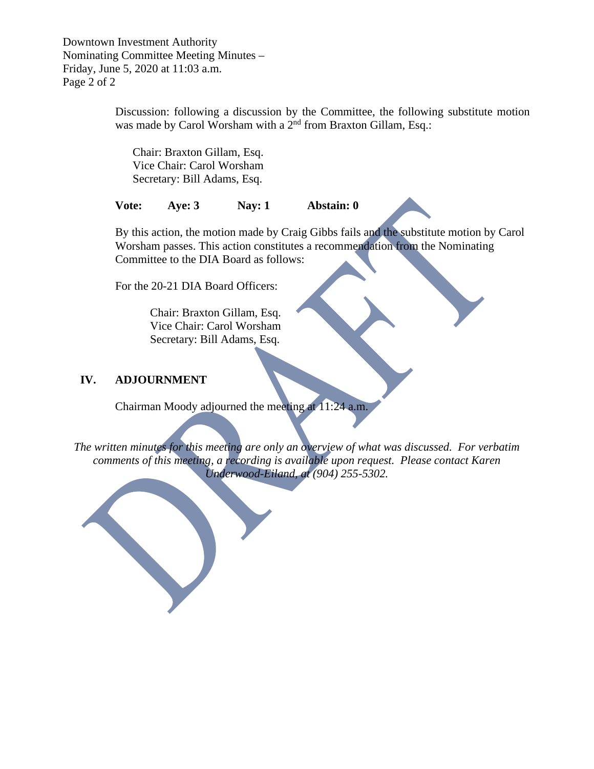Discussion: following a discussion by the Committee, the following substitute motion was made by Carol Worsham with a 2nd from Braxton Gillam, Esq.:

Chair: Braxton Gillam, Esq.
Vice Chair: Carol Worsham
Secretary: Bill Adams, Esq.

**Vote: Aye: 3 Nay: 1 Abstain: 0**

By this action, the motion made by Craig Gibbs fails and the substitute motion by Carol Worsham passes. This action constitutes a recommendation from the Nominating Committee to the DIA Board as follows:

For the 20-21 DIA Board Officers:

Chair: Braxton Gillam, Esq.
Vice Chair: Carol Worsham
Secretary: Bill Adams, Esq.

## IV. ADJOURNMENT

Chairman Moody adjourned the meeting at 11:24 a.m.

*The written minutes for this meeting are only an overview of what was discussed. For verbatim comments of this meeting, a recording is available upon request. Please contact Karen Underwood-Eiland, at (904) 255-5302.*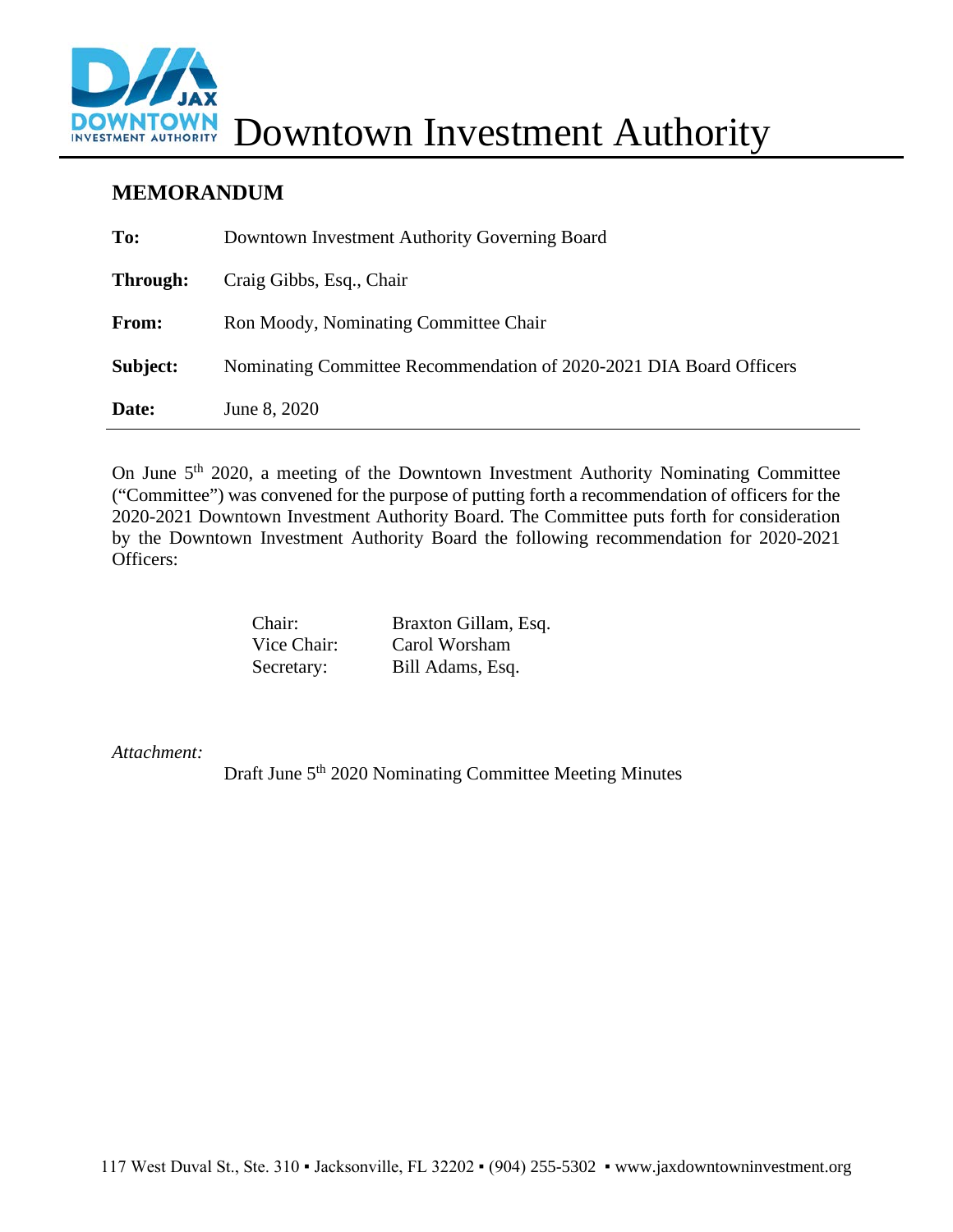# Downtown Investment Authority

## MEMORANDUM

| | |
|---|---|
| **To:** | Downtown Investment Authority Governing Board |
| **Through:** | Craig Gibbs, Esq., Chair |
| **From:** | Ron Moody, Nominating Committee Chair |
| **Subject:** | Nominating Committee Recommendation of 2020-2021 DIA Board Officers |
| **Date:** | June 8, 2020 |

On June 5th 2020, a meeting of the Downtown Investment Authority Nominating Committee ("Committee") was convened for the purpose of putting forth a recommendation of officers for the 2020-2021 Downtown Investment Authority Board. The Committee puts forth for consideration by the Downtown Investment Authority Board the following recommendation for 2020-2021 Officers:

| | |
|---|---|
| Chair: | Braxton Gillam, Esq. |
| Vice Chair: | Carol Worsham |
| Secretary: | Bill Adams, Esq. |

*Attachment:*

Draft June 5th 2020 Nominating Committee Meeting Minutes

117 West Duval St., Ste. 310 ▪ Jacksonville, FL 32202 ▪ (904) 255-5302 ▪ www.jaxdowntowninvestment.org